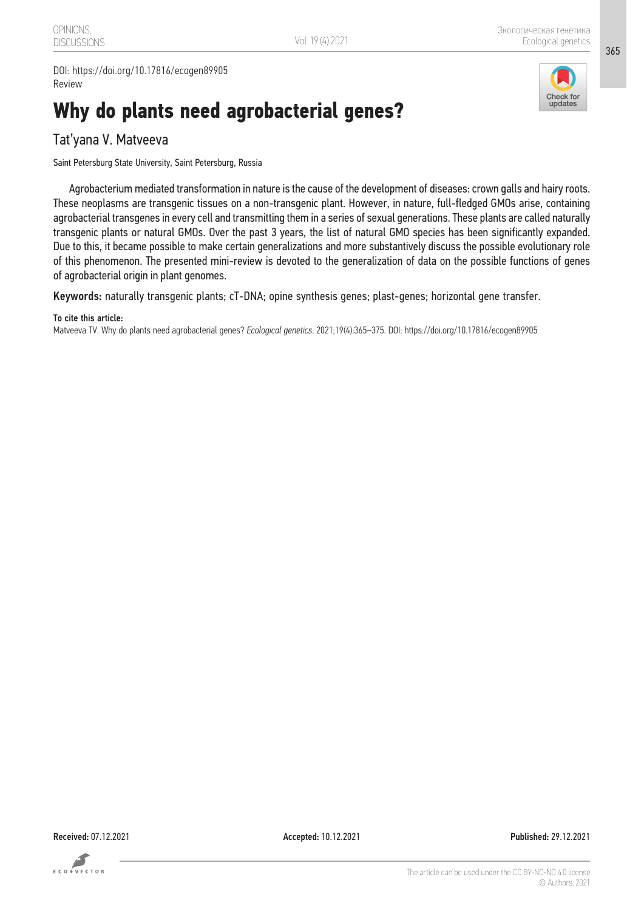DOI: https://doi.org/10.17816/ecogen89905
Review

# Why do plants need agrobacterial genes?

Tat'yana V. Matveeva

Saint Petersburg State University, Saint Petersburg, Russia

Agrobacterium mediated transformation in nature is the cause of the development of diseases: crown galls and hairy roots. These neoplasms are transgenic tissues on a non-transgenic plant. However, in nature, full-fledged GMOs arise, containing agrobacterial transgenes in every cell and transmitting them in a series of sexual generations. These plants are called naturally transgenic plants or natural GMOs. Over the past 3 years, the list of natural GMO species has been significantly expanded. Due to this, it became possible to make certain generalizations and more substantively discuss the possible evolutionary role of this phenomenon. The presented mini-review is devoted to the generalization of data on the possible functions of genes of agrobacterial origin in plant genomes.

**Keywords:** naturally transgenic plants; cT-DNA; opine synthesis genes; plast-genes; horizontal gene transfer.

**To cite this article:**
Matveeva TV. Why do plants need agrobacterial genes? *Ecological genetics*. 2021;19(4):365–375. DOI: https://doi.org/10.17816/ecogen89905

**Received:** 07.12.2021 **Accepted:** 10.12.2021 **Published:** 29.12.2021

The article can be used under the CC BY-NC-ND 4.0 license
© Authors, 2021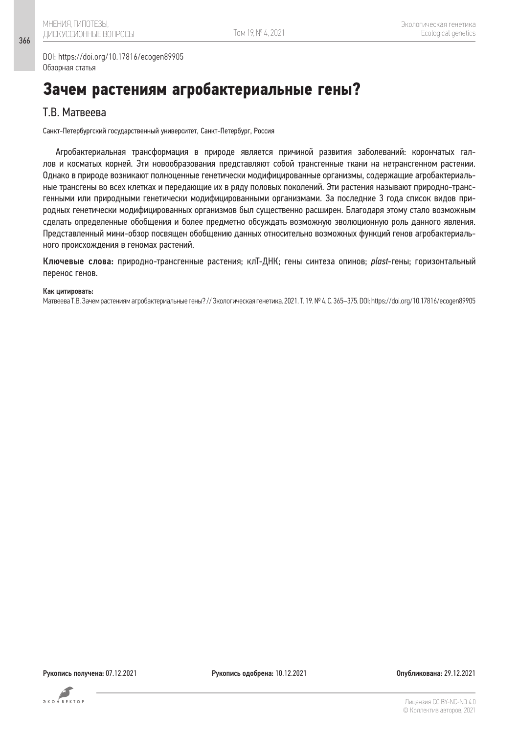DOI: https://doi.org/10.17816/ecogen89905
Обзорная статья

# Зачем растениям агробактериальные гены?

## Т.В. Матвеева

Санкт-Петербургский государственный университет, Санкт-Петербург, Россия

Агробактериальная трансформация в природе является причиной развития заболеваний: корончатых галлов и косматых корней. Эти новообразования представляют собой трансгенные ткани на нетрансгенном растении. Однако в природе возникают полноценные генетически модифицированные организмы, содержащие агробактериальные трансгены во всех клетках и передающие их в ряду половых поколений. Эти растения называют природно-трансгенными или природными генетически модифицированными организмами. За последние 3 года список видов природных генетически модифицированных организмов был существенно расширен. Благодаря этому стало возможным сделать определенные обобщения и более предметно обсуждать возможную эволюционную роль данного явления. Представленный мини-обзор посвящен обобщению данных относительно возможных функций генов агробактериального происхождения в геномах растений.

**Ключевые слова:** природно-трансгенные растения; клТ-ДНК; гены синтеза опинов; *plast*-гены; горизонтальный перенос генов.

**Как цитировать:**
Матвеева Т.В. Зачем растениям агробактериальные гены? // Экологическая генетика. 2021. Т. 19. № 4. С. 365–375. DOI: https://doi.org/10.17816/ecogen89905

**Рукопись получена:** 07.12.2021 **Рукопись одобрена:** 10.12.2021 **Опубликована:** 29.12.2021

Лицензия CC BY-NC-ND 4.0
© Коллектив авторов, 2021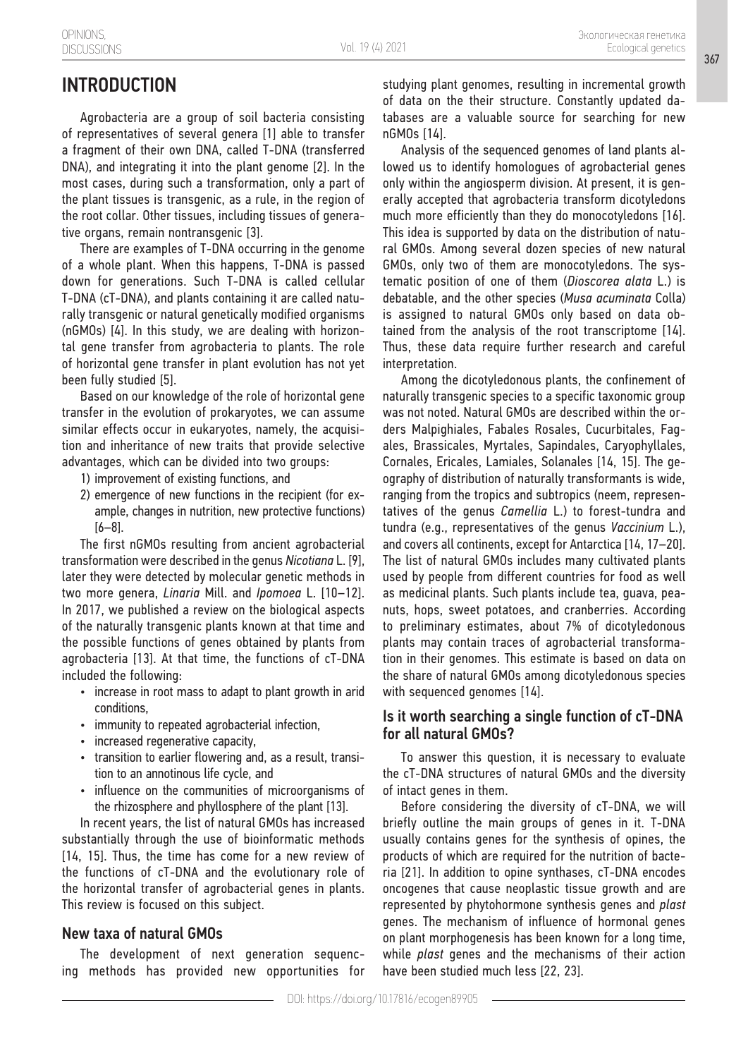# INTRODUCTION

Agrobacteria are a group of soil bacteria consisting of representatives of several genera [1] able to transfer a fragment of their own DNA, called T-DNA (transferred DNA), and integrating it into the plant genome [2]. In the most cases, during such a transformation, only a part of the plant tissues is transgenic, as a rule, in the region of the root collar. Other tissues, including tissues of generative organs, remain nontransgenic [3].

There are examples of T-DNA occurring in the genome of a whole plant. When this happens, T-DNA is passed down for generations. Such T-DNA is called cellular T-DNA (cT-DNA), and plants containing it are called naturally transgenic or natural genetically modified organisms (nGMOs) [4]. In this study, we are dealing with horizontal gene transfer from agrobacteria to plants. The role of horizontal gene transfer in plant evolution has not yet been fully studied [5].

Based on our knowledge of the role of horizontal gene transfer in the evolution of prokaryotes, we can assume similar effects occur in eukaryotes, namely, the acquisition and inheritance of new traits that provide selective advantages, which can be divided into two groups:

1) improvement of existing functions, and
2) emergence of new functions in the recipient (for example, changes in nutrition, new protective functions) [6–8].

The first nGMOs resulting from ancient agrobacterial transformation were described in the genus *Nicotiana* L. [9], later they were detected by molecular genetic methods in two more genera, *Linaria* Mill. and *Ipomoea* L. [10–12]. In 2017, we published a review on the biological aspects of the naturally transgenic plants known at that time and the possible functions of genes obtained by plants from agrobacteria [13]. At that time, the functions of cT-DNA included the following:

- increase in root mass to adapt to plant growth in arid conditions,
- immunity to repeated agrobacterial infection,
- increased regenerative capacity,
- transition to earlier flowering and, as a result, transition to an annotinous life cycle, and
- influence on the communities of microorganisms of the rhizosphere and phyllosphere of the plant [13].

In recent years, the list of natural GMOs has increased substantially through the use of bioinformatic methods [14, 15]. Thus, the time has come for a new review of the functions of cT-DNA and the evolutionary role of the horizontal transfer of agrobacterial genes in plants. This review is focused on this subject.

## New taxa of natural GMOs

The development of next generation sequencing methods has provided new opportunities for studying plant genomes, resulting in incremental growth of data on the their structure. Constantly updated databases are a valuable source for searching for new nGMOs [14].

Analysis of the sequenced genomes of land plants allowed us to identify homologues of agrobacterial genes only within the angiosperm division. At present, it is generally accepted that agrobacteria transform dicotyledons much more efficiently than they do monocotyledons [16]. This idea is supported by data on the distribution of natural GMOs. Among several dozen species of new natural GMOs, only two of them are monocotyledons. The systematic position of one of them (*Dioscorea alata* L.) is debatable, and the other species (*Musa acuminata* Colla) is assigned to natural GMOs only based on data obtained from the analysis of the root transcriptome [14]. Thus, these data require further research and careful interpretation.

Among the dicotyledonous plants, the confinement of naturally transgenic species to a specific taxonomic group was not noted. Natural GMOs are described within the orders Malpighiales, Fabales Rosales, Cucurbitales, Fagales, Brassicales, Myrtales, Sapindales, Caryophyllales, Cornales, Ericales, Lamiales, Solanales [14, 15]. The geography of distribution of naturally transformants is wide, ranging from the tropics and subtropics (neem, representatives of the genus *Camellia* L.) to forest-tundra and tundra (e.g., representatives of the genus *Vaccinium* L.), and covers all continents, except for Antarctica [14, 17–20]. The list of natural GMOs includes many cultivated plants used by people from different countries for food as well as medicinal plants. Such plants include tea, guava, peanuts, hops, sweet potatoes, and cranberries. According to preliminary estimates, about 7% of dicotyledonous plants may contain traces of agrobacterial transformation in their genomes. This estimate is based on data on the share of natural GMOs among dicotyledonous species with sequenced genomes [14].

## Is it worth searching a single function of cT-DNA for all natural GMOs?

To answer this question, it is necessary to evaluate the cT-DNA structures of natural GMOs and the diversity of intact genes in them.

Before considering the diversity of cT-DNA, we will briefly outline the main groups of genes in it. T-DNA usually contains genes for the synthesis of opines, the products of which are required for the nutrition of bacteria [21]. In addition to opine synthases, cT-DNA encodes oncogenes that cause neoplastic tissue growth and are represented by phytohormone synthesis genes and *plast* genes. The mechanism of influence of hormonal genes on plant morphogenesis has been known for a long time, while *plast* genes and the mechanisms of their action have been studied much less [22, 23].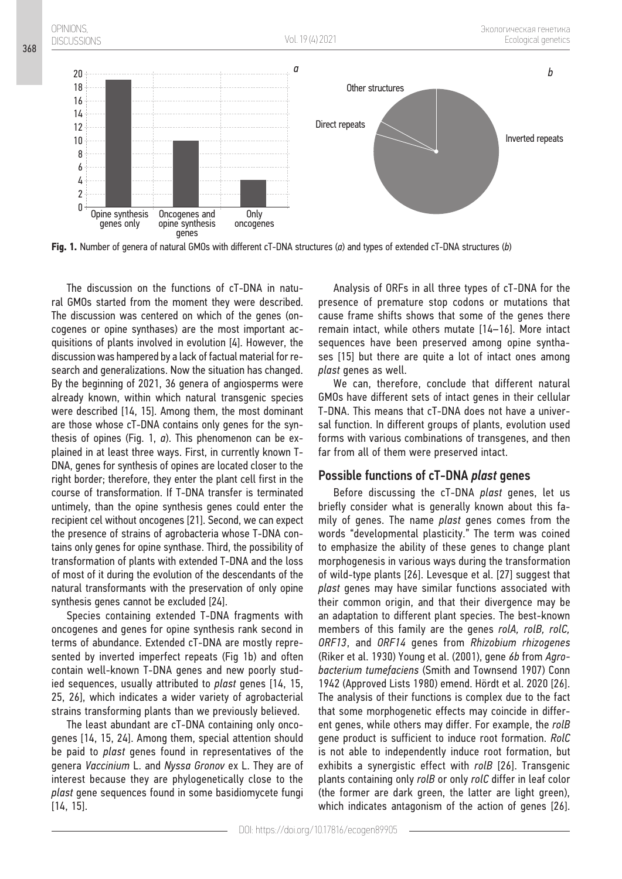**Fig. 1.** Number of genera of natural GMOs with different cT-DNA structures (*a*) and types of extended cT-DNA structures (*b*)

The discussion on the functions of cT-DNA in natural GMOs started from the moment they were described. The discussion was centered on which of the genes (oncogenes or opine synthases) are the most important acquisitions of plants involved in evolution [4]. However, the discussion was hampered by a lack of factual material for research and generalizations. Now the situation has changed. By the beginning of 2021, 36 genera of angiosperms were already known, within which natural transgenic species were described [14, 15]. Among them, the most dominant are those whose cT-DNA contains only genes for the synthesis of opines (Fig. 1, *a*). This phenomenon can be explained in at least three ways. First, in currently known T-DNA, genes for synthesis of opines are located closer to the right border; therefore, they enter the plant cell first in the course of transformation. If T-DNA transfer is terminated untimely, than the opine synthesis genes could enter the recipient cel without oncogenes [21]. Second, we can expect the presence of strains of agrobacteria whose T-DNA contains only genes for opine synthase. Third, the possibility of transformation of plants with extended T-DNA and the loss of most of it during the evolution of the descendants of the natural transformants with the preservation of only opine synthesis genes cannot be excluded [24].

Species containing extended T-DNA fragments with oncogenes and genes for opine synthesis rank second in terms of abundance. Extended cT-DNA are mostly represented by inverted imperfect repeats (Fig 1b) and often contain well-known T-DNA genes and new poorly studied sequences, usually attributed to *plast* genes [14, 15, 25, 26], which indicates a wider variety of agrobacterial strains transforming plants than we previously believed.

The least abundant are cT-DNA containing only oncogenes [14, 15, 24]. Among them, special attention should be paid to *plast* genes found in representatives of the genera *Vaccinium* L. and *Nyssa Gronov* ex L. They are of interest because they are phylogenetically close to the *plast* gene sequences found in some basidiomycete fungi [14, 15].

Analysis of ORFs in all three types of cT-DNA for the presence of premature stop codons or mutations that cause frame shifts shows that some of the genes there remain intact, while others mutate [14–16]. More intact sequences have been preserved among opine synthases [15] but there are quite a lot of intact ones among *plast* genes as well.

We can, therefore, conclude that different natural GMOs have different sets of intact genes in their cellular T-DNA. This means that cT-DNA does not have a universal function. In different groups of plants, evolution used forms with various combinations of transgenes, and then far from all of them were preserved intact.

## Possible functions of cT-DNA *plast* genes

Before discussing the cT-DNA *plast* genes, let us briefly consider what is generally known about this family of genes. The name *plast* genes comes from the words "developmental plasticity." The term was coined to emphasize the ability of these genes to change plant morphogenesis in various ways during the transformation of wild-type plants [26]. Levesque et al. [27] suggest that *plast* genes may have similar functions associated with their common origin, and that their divergence may be an adaptation to different plant species. The best-known members of this family are the genes *rolA, rolB, rolC, ORF13*, and *ORF14* genes from *Rhizobium rhizogenes* (Riker et al. 1930) Young et al. (2001), gene *6b* from *Agrobacterium tumefaciens* (Smith and Townsend 1907) Conn 1942 (Approved Lists 1980) emend. Hördt et al. 2020 [26]. The analysis of their functions is complex due to the fact that some morphogenetic effects may coincide in different genes, while others may differ. For example, the *rolB* gene product is sufficient to induce root formation. *RolC* is not able to independently induce root formation, but exhibits a synergistic effect with *rolB* [26]. Transgenic plants containing only *rolB* or only *rolC* differ in leaf color (the former are dark green, the latter are light green), which indicates antagonism of the action of genes [26].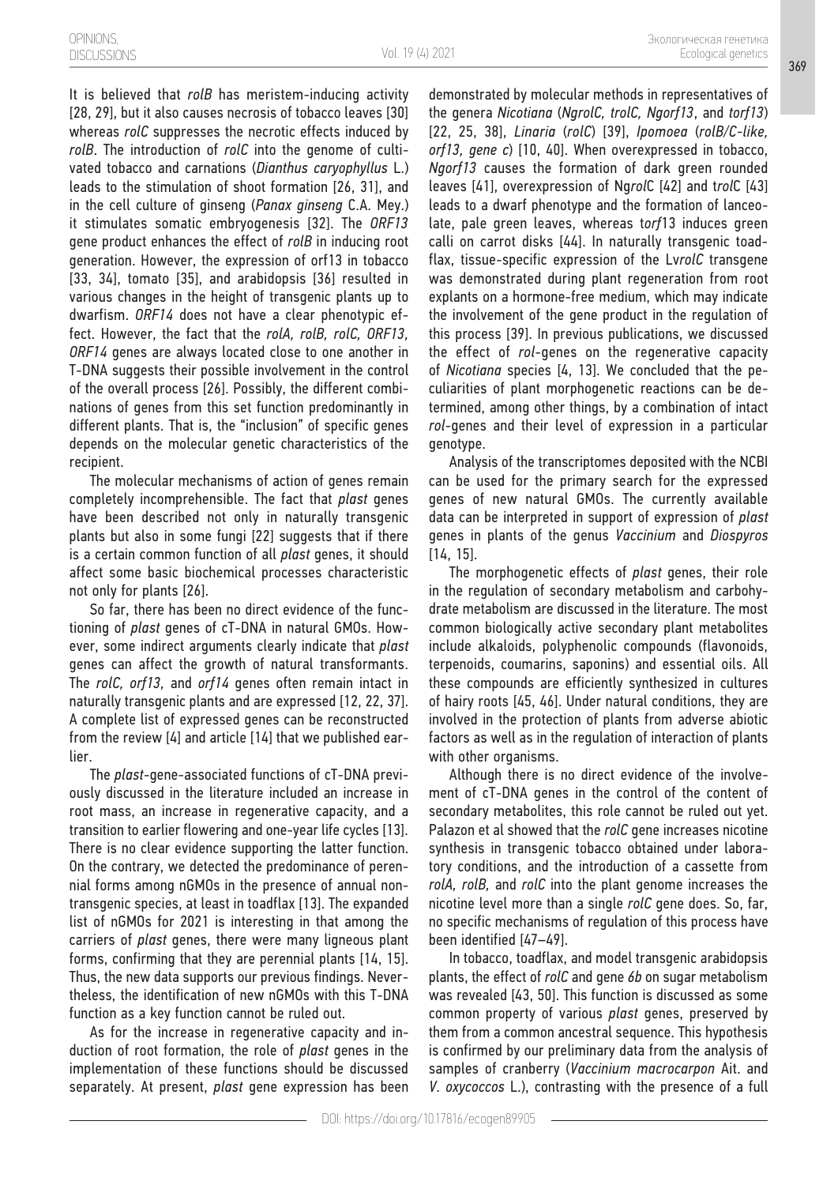It is believed that *rolB* has meristem-inducing activity [28, 29], but it also causes necrosis of tobacco leaves [30] whereas *rolC* suppresses the necrotic effects induced by *rolB*. The introduction of *rolC* into the genome of cultivated tobacco and carnations (*Dianthus caryophyllus* L.) leads to the stimulation of shoot formation [26, 31], and in the cell culture of ginseng (*Panax ginseng* C.A. Mey.) it stimulates somatic embryogenesis [32]. The *ORF13* gene product enhances the effect of *rolB* in inducing root generation. However, the expression of orf13 in tobacco [33, 34], tomato [35], and arabidopsis [36] resulted in various changes in the height of transgenic plants up to dwarfism. *ORF14* does not have a clear phenotypic effect. However, the fact that the *rolA, rolB, rolC, ORF13, ORF14* genes are always located close to one another in T-DNA suggests their possible involvement in the control of the overall process [26]. Possibly, the different combinations of genes from this set function predominantly in different plants. That is, the "inclusion" of specific genes depends on the molecular genetic characteristics of the recipient.

The molecular mechanisms of action of genes remain completely incomprehensible. The fact that *plast* genes have been described not only in naturally transgenic plants but also in some fungi [22] suggests that if there is a certain common function of all *plast* genes, it should affect some basic biochemical processes characteristic not only for plants [26].

So far, there has been no direct evidence of the functioning of *plast* genes of cT-DNA in natural GMOs. However, some indirect arguments clearly indicate that *plast* genes can affect the growth of natural transformants. The *rolC, orf13,* and *orf14* genes often remain intact in naturally transgenic plants and are expressed [12, 22, 37]. A complete list of expressed genes can be reconstructed from the review [4] and article [14] that we published earlier.

The *plast*-gene-associated functions of cT-DNA previously discussed in the literature included an increase in root mass, an increase in regenerative capacity, and a transition to earlier flowering and one-year life cycles [13]. There is no clear evidence supporting the latter function. On the contrary, we detected the predominance of perennial forms among nGMOs in the presence of annual nontransgenic species, at least in toadflax [13]. The expanded list of nGMOs for 2021 is interesting in that among the carriers of *plast* genes, there were many ligneous plant forms, confirming that they are perennial plants [14, 15]. Thus, the new data supports our previous findings. Nevertheless, the identification of new nGMOs with this T-DNA function as a key function cannot be ruled out.

As for the increase in regenerative capacity and induction of root formation, the role of *plast* genes in the implementation of these functions should be discussed separately. At present, *plast* gene expression has been demonstrated by molecular methods in representatives of the genera *Nicotiana* (*NgrolC, trolC, Ngorf13*, and *torf13*) [22, 25, 38], *Linaria* (*rolC*) [39], *Ipomoea* (*rolB/C-like, orf13, gene c*) [10, 40]. When overexpressed in tobacco, *Ngorf13* causes the formation of dark green rounded leaves [41], overexpression of Ng*rol*C [42] and t*rol*C [43] leads to a dwarf phenotype and the formation of lanceolate, pale green leaves, whereas t*orf*13 induces green calli on carrot disks [44]. In naturally transgenic toadflax, tissue-specific expression of the Lv*rolC* transgene was demonstrated during plant regeneration from root explants on a hormone-free medium, which may indicate the involvement of the gene product in the regulation of this process [39]. In previous publications, we discussed the effect of *rol*-genes on the regenerative capacity of *Nicotiana* species [4, 13]. We concluded that the peculiarities of plant morphogenetic reactions can be determined, among other things, by a combination of intact *rol*-genes and their level of expression in a particular genotype.

Analysis of the transcriptomes deposited with the NCBI can be used for the primary search for the expressed genes of new natural GMOs. The currently available data can be interpreted in support of expression of *plast* genes in plants of the genus *Vaccinium* and *Diospyros* [14, 15].

The morphogenetic effects of *plast* genes, their role in the regulation of secondary metabolism and carbohydrate metabolism are discussed in the literature. The most common biologically active secondary plant metabolites include alkaloids, polyphenolic compounds (flavonoids, terpenoids, coumarins, saponins) and essential oils. All these compounds are efficiently synthesized in cultures of hairy roots [45, 46]. Under natural conditions, they are involved in the protection of plants from adverse abiotic factors as well as in the regulation of interaction of plants with other organisms.

Although there is no direct evidence of the involvement of cT-DNA genes in the control of the content of secondary metabolites, this role cannot be ruled out yet. Palazon et al showed that the *rolC* gene increases nicotine synthesis in transgenic tobacco obtained under laboratory conditions, and the introduction of a cassette from *rolA, rolB,* and *rolC* into the plant genome increases the nicotine level more than a single *rolC* gene does. So, far, no specific mechanisms of regulation of this process have been identified [47–49].

In tobacco, toadflax, and model transgenic arabidopsis plants, the effect of *rolC* and gene *6b* on sugar metabolism was revealed [43, 50]. This function is discussed as some common property of various *plast* genes, preserved by them from a common ancestral sequence. This hypothesis is confirmed by our preliminary data from the analysis of samples of cranberry (*Vaccinium macrocarpon* Ait. and *V. oxycoccos* L.), contrasting with the presence of a full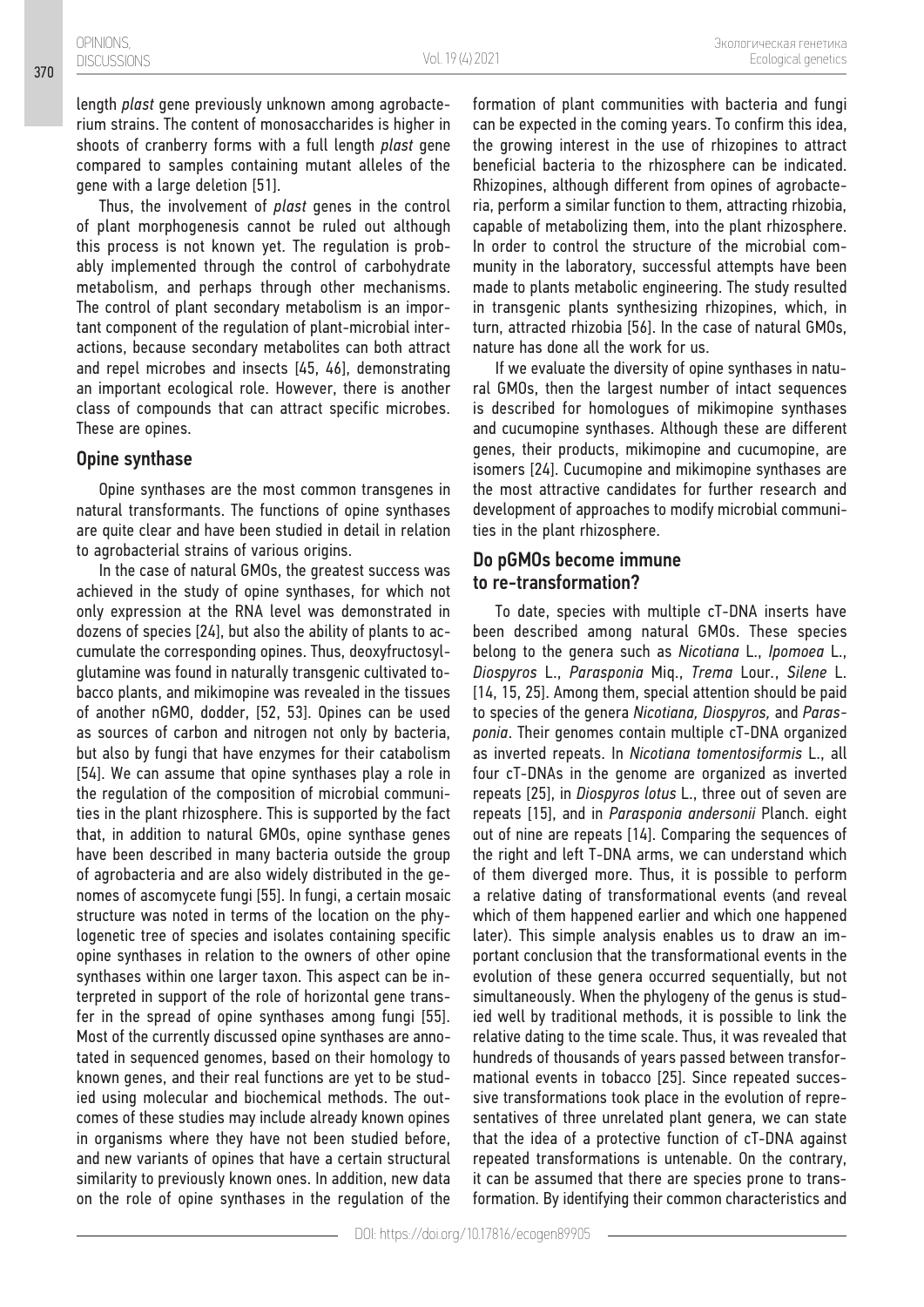length *plast* gene previously unknown among agrobacterium strains. The content of monosaccharides is higher in shoots of cranberry forms with a full length *plast* gene compared to samples containing mutant alleles of the gene with a large deletion [51].

Thus, the involvement of *plast* genes in the control of plant morphogenesis cannot be ruled out although this process is not known yet. The regulation is probably implemented through the control of carbohydrate metabolism, and perhaps through other mechanisms. The control of plant secondary metabolism is an important component of the regulation of plant-microbial interactions, because secondary metabolites can both attract and repel microbes and insects [45, 46], demonstrating an important ecological role. However, there is another class of compounds that can attract specific microbes. These are opines.

## Opine synthase

Opine synthases are the most common transgenes in natural transformants. The functions of opine synthases are quite clear and have been studied in detail in relation to agrobacterial strains of various origins.

In the case of natural GMOs, the greatest success was achieved in the study of opine synthases, for which not only expression at the RNA level was demonstrated in dozens of species [24], but also the ability of plants to accumulate the corresponding opines. Thus, deoxyfructosylglutamine was found in naturally transgenic cultivated tobacco plants, and mikimopine was revealed in the tissues of another nGMO, dodder, [52, 53]. Opines can be used as sources of carbon and nitrogen not only by bacteria, but also by fungi that have enzymes for their catabolism [54]. We can assume that opine synthases play a role in the regulation of the composition of microbial communities in the plant rhizosphere. This is supported by the fact that, in addition to natural GMOs, opine synthase genes have been described in many bacteria outside the group of agrobacteria and are also widely distributed in the genomes of ascomycete fungi [55]. In fungi, a certain mosaic structure was noted in terms of the location on the phylogenetic tree of species and isolates containing specific opine synthases in relation to the owners of other opine synthases within one larger taxon. This aspect can be interpreted in support of the role of horizontal gene transfer in the spread of opine synthases among fungi [55]. Most of the currently discussed opine synthases are annotated in sequenced genomes, based on their homology to known genes, and their real functions are yet to be studied using molecular and biochemical methods. The outcomes of these studies may include already known opines in organisms where they have not been studied before, and new variants of opines that have a certain structural similarity to previously known ones. In addition, new data on the role of opine synthases in the regulation of the formation of plant communities with bacteria and fungi can be expected in the coming years. To confirm this idea, the growing interest in the use of rhizopines to attract beneficial bacteria to the rhizosphere can be indicated. Rhizopines, although different from opines of agrobacteria, perform a similar function to them, attracting rhizobia, capable of metabolizing them, into the plant rhizosphere. In order to control the structure of the microbial community in the laboratory, successful attempts have been made to plants metabolic engineering. The study resulted in transgenic plants synthesizing rhizopines, which, in turn, attracted rhizobia [56]. In the case of natural GMOs, nature has done all the work for us.

If we evaluate the diversity of opine synthases in natural GMOs, then the largest number of intact sequences is described for homologues of mikimopine synthases and cucumopine synthases. Although these are different genes, their products, mikimopine and cucumopine, are isomers [24]. Cucumopine and mikimopine synthases are the most attractive candidates for further research and development of approaches to modify microbial communities in the plant rhizosphere.

## Do pGMOs become immune to re-transformation?

To date, species with multiple cT-DNA inserts have been described among natural GMOs. These species belong to the genera such as *Nicotiana* L., *Ipomoea* L., *Diospyros* L., *Parasponia* Miq., *Trema* Lour., *Silene* L. [14, 15, 25]. Among them, special attention should be paid to species of the genera *Nicotiana, Diospyros,* and *Parasponia*. Their genomes contain multiple cT-DNA organized as inverted repeats. In *Nicotiana tomentosiformis* L., all four cT-DNAs in the genome are organized as inverted repeats [25], in *Diospyros lotus* L., three out of seven are repeats [15], and in *Parasponia andersonii* Planch. eight out of nine are repeats [14]. Comparing the sequences of the right and left T-DNA arms, we can understand which of them diverged more. Thus, it is possible to perform a relative dating of transformational events (and reveal which of them happened earlier and which one happened later). This simple analysis enables us to draw an important conclusion that the transformational events in the evolution of these genera occurred sequentially, but not simultaneously. When the phylogeny of the genus is studied well by traditional methods, it is possible to link the relative dating to the time scale. Thus, it was revealed that hundreds of thousands of years passed between transformational events in tobacco [25]. Since repeated successive transformations took place in the evolution of representatives of three unrelated plant genera, we can state that the idea of a protective function of cT-DNA against repeated transformations is untenable. On the contrary, it can be assumed that there are species prone to transformation. By identifying their common characteristics and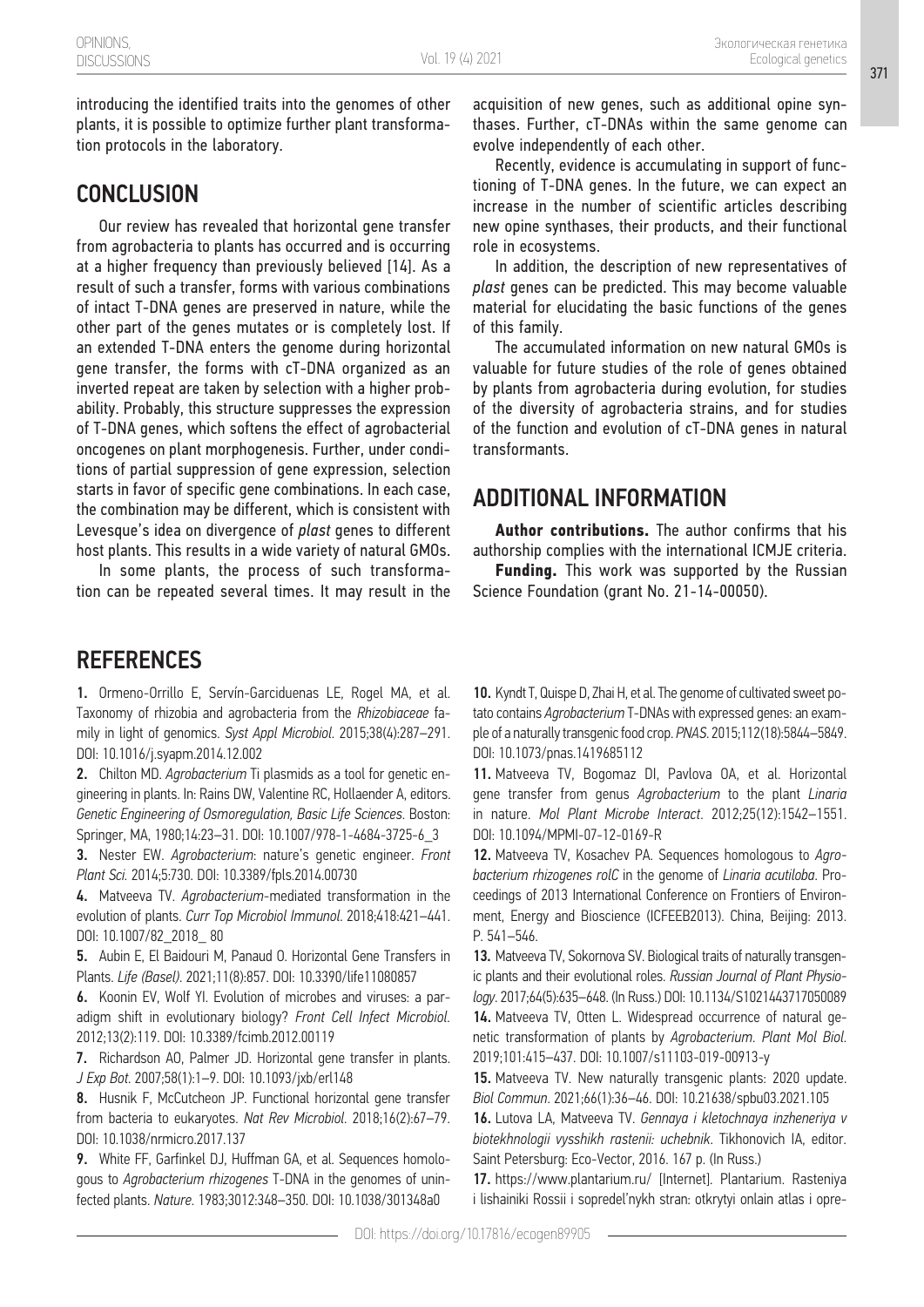introducing the identified traits into the genomes of other plants, it is possible to optimize further plant transformation protocols in the laboratory.

## CONCLUSION

Our review has revealed that horizontal gene transfer from agrobacteria to plants has occurred and is occurring at a higher frequency than previously believed [14]. As a result of such a transfer, forms with various combinations of intact T-DNA genes are preserved in nature, while the other part of the genes mutates or is completely lost. If an extended T-DNA enters the genome during horizontal gene transfer, the forms with cT-DNA organized as an inverted repeat are taken by selection with a higher probability. Probably, this structure suppresses the expression of T-DNA genes, which softens the effect of agrobacterial oncogenes on plant morphogenesis. Further, under conditions of partial suppression of gene expression, selection starts in favor of specific gene combinations. In each case, the combination may be different, which is consistent with Levesque's idea on divergence of *plast* genes to different host plants. This results in a wide variety of natural GMOs.

In some plants, the process of such transformation can be repeated several times. It may result in the acquisition of new genes, such as additional opine synthases. Further, cT-DNAs within the same genome can evolve independently of each other.

Recently, evidence is accumulating in support of functioning of T-DNA genes. In the future, we can expect an increase in the number of scientific articles describing new opine synthases, their products, and their functional role in ecosystems.

In addition, the description of new representatives of *plast* genes can be predicted. This may become valuable material for elucidating the basic functions of the genes of this family.

The accumulated information on new natural GMOs is valuable for future studies of the role of genes obtained by plants from agrobacteria during evolution, for studies of the diversity of agrobacteria strains, and for studies of the function and evolution of cT-DNA genes in natural transformants.

## ADDITIONAL INFORMATION

**Author contributions.** The author confirms that his authorship complies with the international ICMJE criteria.

**Funding.** This work was supported by the Russian Science Foundation (grant No. 21-14-00050).

## REFERENCES

**1.** Ormeno-Orrillo E, Servín-Garciduenas LE, Rogel MA, et al. Taxonomy of rhizobia and agrobacteria from the *Rhizobiaceae* family in light of genomics. *Syst Appl Microbiol*. 2015;38(4):287–291. DOI: 10.1016/j.syapm.2014.12.002

**2.** Chilton MD. *Agrobacterium* Ti plasmids as a tool for genetic engineering in plants. In: Rains DW, Valentine RC, Hollaender A, editors. *Genetic Engineering of Osmoregulation, Basic Life Sciences*. Boston: Springer, MA, 1980;14:23–31. DOI: 10.1007/978-1-4684-3725-6_3

**3.** Nester EW. *Agrobacterium*: nature's genetic engineer. *Front Plant Sci*. 2014;5:730. DOI: 10.3389/fpls.2014.00730

**4.** Matveeva TV. *Agrobacterium*-mediated transformation in the evolution of plants. *Curr Top Microbiol Immunol*. 2018;418:421–441. DOI: 10.1007/82_2018_ 80

**5.** Aubin E, El Baidouri M, Panaud O. Horizontal Gene Transfers in Plants. *Life (Basel)*. 2021;11(8):857. DOI: 10.3390/life11080857

**6.** Koonin EV, Wolf YI. Evolution of microbes and viruses: a paradigm shift in evolutionary biology? *Front Cell Infect Microbiol*. 2012;13(2):119. DOI: 10.3389/fcimb.2012.00119

**7.** Richardson AO, Palmer JD. Horizontal gene transfer in plants. *J Exp Bot*. 2007;58(1):1–9. DOI: 10.1093/jxb/erl148

**8.** Husnik F, McCutcheon JP. Functional horizontal gene transfer from bacteria to eukaryotes. *Nat Rev Microbiol*. 2018;16(2):67–79. DOI: 10.1038/nrmicro.2017.137

**9.** White FF, Garfinkel DJ, Huffman GA, et al. Sequences homologous to *Agrobacterium rhizogenes* T-DNA in the genomes of uninfected plants. *Nature*. 1983;3012:348–350. DOI: 10.1038/301348a0

**10.** Kyndt T, Quispe D, Zhai H, et al. The genome of cultivated sweet potato contains *Agrobacterium* T-DNAs with expressed genes: an example of a naturally transgenic food crop. *PNAS*. 2015;112(18):5844–5849. DOI: 10.1073/pnas.1419685112

**11.** Matveeva TV, Bogomaz DI, Pavlova OA, et al. Horizontal gene transfer from genus *Agrobacterium* to the plant *Linaria* in nature. *Mol Plant Microbe Interact*. 2012;25(12):1542–1551. DOI: 10.1094/MPMI-07-12-0169-R

**12.** Matveeva TV, Kosachev PA. Sequences homologous to *Agrobacterium rhizogenes rolC* in the genome of *Linaria acutiloba*. Proceedings of 2013 International Conference on Frontiers of Environment, Energy and Bioscience (ICFEEB2013). China, Beijing: 2013. P. 541–546.

**13.** Matveeva TV, Sokornova SV. Biological traits of naturally transgenic plants and their evolutional roles. *Russian Journal of Plant Physiology*. 2017;64(5):635–648. (In Russ.) DOI: 10.1134/S1021443717050089

**14.** Matveeva TV, Otten L. Widespread occurrence of natural genetic transformation of plants by *Agrobacterium*. *Plant Mol Biol*. 2019;101:415–437. DOI: 10.1007/s11103-019-00913-y

**15.** Matveeva TV. New naturally transgenic plants: 2020 update. *Biol Commun*. 2021;66(1):36–46. DOI: 10.21638/spbu03.2021.105

**16.** Lutova LA, Matveeva TV. *Gennaya i kletochnaya inzheneriya v biotekhnologii vysshikh rastenii: uchebnik*. Tikhonovich IA, editor. Saint Petersburg: Eco-Vector, 2016. 167 p. (In Russ.)

**17.** https://www.plantarium.ru/ [Internet]. Plantarium. Rasteniya i lishainiki Rossii i sopredel'nykh stran: otkrytyi onlain atlas i opre-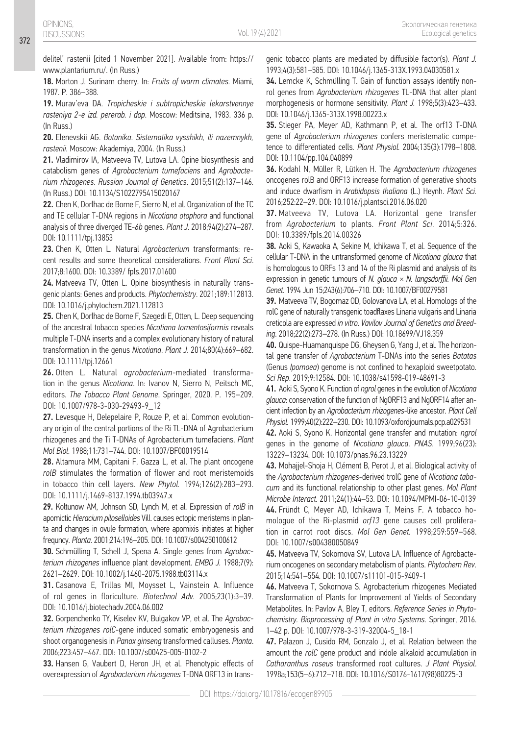delitel' rastenii [cited 1 November 2021]. Available from: https://www.plantarium.ru/. (In Russ.)

**18.** Morton J. Surinam cherry. In: *Fruits of warm climates*. Miami, 1987. P. 386–388.

**19.** Murav'eva DA. *Tropicheskie i subtropicheskie lekarstvennye rasteniya 2-e izd. pererab. i dop*. Moscow: Meditsina, 1983. 336 p. (In Russ.)

**20.** Elenevskii AG. *Botanika. Sistematika vysshikh, ili nazemnykh, rastenii*. Moscow: Akademiya, 2004. (In Russ.)

**21.** Vladimirov IA, Matveeva TV, Lutova LA. Opine biosynthesis and catabolism genes of *Agrobacterium tumefaciens* and *Agrobacterium rhizogenes*. *Russian Journal of Genetics*. 2015;51(2):137–146. (In Russ.) DOI: 10.1134/S1022795415020167

**22.** Chen K, Dorlhac de Borne F, Sierro N, et al. Organization of the TC and TE cellular T-DNA regions in *Nicotiana otophora* and functional analysis of three diverged TE-*6b* genes. *Plant J*. 2018;94(2):274–287. DOI: 10.1111/tpj.13853

**23.** Chen K, Otten L. Natural *Agrobacterium* transformants: recent results and some theoretical considerations. *Front Plant Sci*. 2017;8:1600. DOI: 10.3389/ fpls.2017.01600

**24.** Matveeva TV, Otten L. Opine biosynthesis in naturally transgenic plants: Genes and products. *Phytochemistry*. 2021;189:112813. DOI: 10.1016/j.phytochem.2021.112813

**25.** Chen K, Dorlhac de Borne F, Szegedi E, Otten, L. Deep sequencing of the ancestral tobacco species *Nicotiana tomentosiformis* reveals multiple T-DNA inserts and a complex evolutionary history of natural transformation in the genus *Nicotiana*. *Plant J*. 2014;80(4):669–682. DOI: 10.1111/tpj.12661

**26.** Otten L. Natural *agrobacterium*-mediated transformation in the genus *Nicotiana*. In: Ivanov N, Sierro N, Peitsch MC, editors. *The Tobacco Plant Genome*. Springer, 2020. P. 195–209. DOI: 10.1007/978-3-030-29493-9_12

**27.** Levesque H, Delepelaire P, Rouze P, et al. Common evolutionary origin of the central portions of the Ri TL-DNA of Agrobacterium rhizogenes and the Ti T-DNAs of Agrobacterium tumefaciens. *Plant Mol Biol*. 1988;11:731–744. DOI: 10.1007/BF00019514

**28.** Altamura MM, Capitani F, Gazza L, et al. The plant oncogene *rolB* stimulates the formation of flower and root meristemoids in tobacco thin cell layers. *New Phytol.* 1994;126(2):283–293. DOI: 10.1111/j.1469-8137.1994.tb03947.x

**29.** Koltunow AM, Johnson SD, Lynch M, et al. Expression of *rolB* in apomictic *Hieracium piloselloides* Vill. causes ectopic meristems in planta and changes in ovule formation, where apomixis initiates at higher frequncy. *Planta*. 2001;214:196–205. DOI: 10.1007/s004250100612

**30.** Schmülling T, Schell J, Spena A. Single genes from *Agrobacterium rhizogenes* influence plant development. *EMBO J*. 1988;7(9): 2621–2629. DOI: 10.1002/j.1460-2075.1988.tb03114.x

**31.** Casanova E, Trillas MI, Moysset L, Vainstein A. Influence of rol genes in floriculture. *Biotechnol Adv*. 2005;23(1):3–39. DOI: 10.1016/j.biotechadv.2004.06.002

**32.** Gorpenchenko TY, Kiselev KV, Bulgakov VP, et al. The *Agrobacterium rhizogenes rolC*-gene induced somatic embryogenesis and shoot organogenesis in *Panax ginseng* transformed calluses. *Planta*. 2006;223:457–467. DOI: 10.1007/s00425-005-0102-2

**33.** Hansen G, Vaubert D, Heron JH, et al. Phenotypic effects of overexpression of *Agrobacterium rhizogenes* T-DNA ORF13 in transgenic tobacco plants are mediated by diffusible factor(s). *Plant J*. 1993;4(3):581–585. DOI: 10.1046/j.1365-313X.1993.04030581.x

**34.** Lemcke K, Schmülling T. Gain of function assays identify non-rol genes from *Agrobacterium rhizogenes* TL-DNA that alter plant morphogenesis or hormone sensitivity. *Plant J.* 1998;5(3):423–433. DOI: 10.1046/j.1365-313X.1998.00223.x

**35.** Stieger PA, Meyer AD, Kathmann P, et al. The orf13 T-DNA gene of *Agrobacterium rhizogenes* confers meristematic competence to differentiated cells. *Plant Physiol.* 2004;135(3):1798–1808. DOI: 10.1104/pp.104.040899

**36.** Kodahl N, Müller R, Lütken H. The *Agrobacterium rhizogenes* oncogenes rolB and ORF13 increase formation of generative shoots and induce dwarfism in *Arabidopsis thaliana* (L.) Heynh. *Plant Sci.* 2016;252:22–29. DOI: 10.1016/j.plantsci.2016.06.020

**37.** Matveeva TV, Lutova LA. Horizontal gene transfer from *Agrobacterium* to plants. *Front Plant Sci*. 2014;5:326. DOI: 10.3389/fpls.2014.00326

**38.** Aoki S, Kawaoka A, Sekine M, Ichikawa T, et al. Sequence of the cellular T-DNA in the untransformed genome of *Nicotiana glauca* that is homologous to ORFs 13 and 14 of the Ri plasmid and analysis of its expression in genetic tumours of *N. glauca × N. langsdorffii*. *Mol Gen Genet*. 1994 Jun 15;243(6):706–710. DOI: 10.1007/BF00279581

**39.** Matveeva TV, Bogomaz OD, Golovanova LA, et al. Homologs of the rolC gene of naturally transgenic toadflaxes Linaria vulgaris and Linaria creticola are expressed *in vitro*. *Vavilov Journal of Genetics and Breeding*. 2018;22(2):273–278. (In Russ.) DOI: 10.18699/VJ18.359

**40.** Quispe-Huamanquispe DG, Gheysen G, Yang J, et al. The horizontal gene transfer of *Agrobacterium* T-DNAs into the series *Batatas* (Genus *Ipomoea*) genome is not confined to hexaploid sweetpotato. *Sci Rep*. 2019;9:12584. DOI: 10.1038/s41598-019-48691-3

**41.** Aoki S, Syono K. Function of *ngrol* genes in the evolution of *Nicotiana glauca*: conservation of the function of NgORF13 and NgORF14 after ancient infection by an *Agrobacterium rhizogenes*-like ancestor. *Plant Cell Physiol.* 1999;40(2):222–230. DOI: 10.1093/oxfordjournals.pcp.a029531

**42.** Aoki S, Syono K. Horizontal gene transfer and mutation: *ngrol* genes in the genome of *Nicotiana glauca*. *PNAS*. 1999;96(23): 13229–13234. DOI: 10.1073/pnas.96.23.13229

**43.** Mohajjel-Shoja H, Clément B, Perot J, et al. Biological activity of the *Agrobacterium rhizogenes*-derived trolC gene of *Nicotiana tabacum* and its functional relationship to other plast genes. *Mol Plant Microbe Interact*. 2011;24(1):44–53. DOI: 10.1094/MPMI-06-10-0139

**44.** Fründt C, Meyer AD, Ichikawa T, Meins F. A tobacco homologue of the Ri-plasmid *orf13* gene causes cell proliferation in carrot root discs. *Mol Gen Genet*. 1998;259:559–568. DOI: 10.1007/s004380050849

**45.** Matveeva TV, Sokornova SV, Lutova LA. Influence of Agrobacterium oncogenes on secondary metabolism of plants. *Phytochem Rev*. 2015;14:541–554. DOI: 10.1007/s11101-015-9409-1

**46.** Matveeva T, Sokornova S. Agrobacterium rhizogenes Mediated Transformation of Plants for Improvement of Yields of Secondary Metabolites. In: Pavlov A, Bley T, editors. *Reference Series in Phytochemistry*. *Bioprocessing of Plant in vitro Systems*. Springer, 2016. 1–42 p. DOI: 10.1007/978-3-319-32004-5_18-1

**47.** Palazon J, Cusido RM, Gonzalo J, et al. Relation between the amount the *rolC* gene product and indole alkaloid accumulation in *Catharanthus roseus* transformed root cultures. *J Plant Physiol*. 1998a;153(5–6):712–718. DOI: 10.1016/S0176-1617(98)80225-3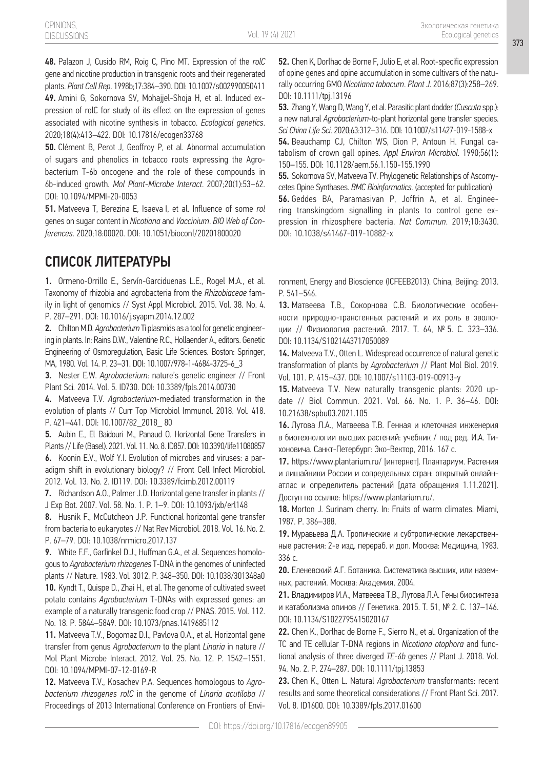**48.** Palazon J, Cusido RM, Roig C, Pino MT. Expression of the *rolC* gene and nicotine production in transgenic roots and their regenerated plants. *Plant Cell Rep*. 1998b;17:384–390. DOI: 10.1007/s002990050411

**49.** Amini G, Sokornova SV, Mohajjel-Shoja H, et al. Induced expression of rolC for study of its effect on the expression of genes associated with nicotine synthesis in tobacco. *Ecological genetics*. 2020;18(4):413–422. DOI: 10.17816/ecogen33768

**50.** Clément B, Perot J, Geoffroy P, et al. Abnormal accumulation of sugars and phenolics in tobacco roots expressing the Agrobacterium T-6b oncogene and the role of these compounds in 6b-induced growth. *Mol Plant-Microbe Interact*. 2007;20(1):53–62. DOI: 10.1094/MPMI-20-0053

**51.** Matveeva T, Berezina E, Isaeva I, et al. Influence of some *rol* genes on sugar content in *Nicotiana* and *Vaccinium*. *BIO Web of Conferences*. 2020;18:00020. DOI: 10.1051/bioconf/20201800020

**52.** Chen K, Dorlhac de Borne F, Julio E, et al. Root-specific expression of opine genes and opine accumulation in some cultivars of the naturally occurring GMO *Nicotiana tabacum*. *Plant J*. 2016;87(3):258–269. DOI: 10.1111/tpj.13196

**53.** Zhang Y, Wang D, Wang Y, et al. Parasitic plant dodder (*Cuscuta* spp.): a new natural *Agrobacterium*-to-plant horizontal gene transfer species. *Sci China Life Sci*. 2020;63:312–316. DOI: 10.1007/s11427-019-1588-x

**54.** Beauchamp CJ, Chilton WS, Dion P, Antoun H. Fungal catabolism of crown gall opines. *Appl Environ Microbiol*. 1990;56(1): 150–155. DOI: 10.1128/aem.56.1.150-155.1990

**55.** Sokornova SV, Matveeva TV. Phylogenetic Relationships of Ascomycetes Opine Synthases. *BMC Bioinformatics*. (accepted for publication)

**56.** Geddes BA, Paramasivan P, Joffrin A, et al. Engineering transkingdom signalling in plants to control gene expression in rhizosphere bacteria. *Nat Commun*. 2019;10:3430. DOI: 10.1038/s41467-019-10882-x

## СПИСОК ЛИТЕРАТУРЫ

**1.** Ormeno-Orrillo E., Servín-Garciduenas L.E., Rogel M.A., et al. Taxonomy of rhizobia and agrobacteria from the *Rhizobiaceae* family in light of genomics // Syst Appl Microbiol. 2015. Vol. 38. No. 4. P. 287–291. DOI: 10.1016/j.syapm.2014.12.002

**2.** Chilton M.D. *Agrobacterium* Ti plasmids as a tool for genetic engineering in plants. In: Rains D.W., Valentine R.C., Hollaender A., editors. Genetic Engineering of Osmoregulation, Basic Life Sciences. Boston: Springer, MA, 1980. Vol. 14. P. 23–31. DOI: 10.1007/978-1-4684-3725-6_3

**3.** Nester E.W. *Agrobacterium*: nature's genetic engineer // Front Plant Sci. 2014. Vol. 5. ID730. DOI: 10.3389/fpls.2014.00730

**4.** Matveeva T.V. *Agrobacterium*-mediated transformation in the evolution of plants // Curr Top Microbiol Immunol. 2018. Vol. 418. P. 421–441. DOI: 10.1007/82_2018_ 80

**5.** Aubin E., El Baidouri M., Panaud O. Horizontal Gene Transfers in Plants // Life (Basel). 2021. Vol. 11. No. 8. ID857. DOI: 10.3390/life11080857

**6.** Koonin E.V., Wolf Y.I. Evolution of microbes and viruses: a paradigm shift in evolutionary biology? // Front Cell Infect Microbiol. 2012. Vol. 13. No. 2. ID119. DOI: 10.3389/fcimb.2012.00119

**7.** Richardson A.O., Palmer J.D. Horizontal gene transfer in plants // J Exp Bot. 2007. Vol. 58. No. 1. P. 1–9. DOI: 10.1093/jxb/erl148

**8.** Husnik F., McCutcheon J.P. Functional horizontal gene transfer from bacteria to eukaryotes // Nat Rev Microbiol. 2018. Vol. 16. No. 2. P. 67–79. DOI: 10.1038/nrmicro.2017.137

**9.** White F.F., Garfinkel D.J., Huffman G.A., et al. Sequences homologous to *Agrobacterium rhizogenes* T-DNA in the genomes of uninfected plants // Nature. 1983. Vol. 3012. P. 348–350. DOI: 10.1038/301348a0

**10.** Kyndt T., Quispe D., Zhai H., et al. The genome of cultivated sweet potato contains *Agrobacterium* T-DNAs with expressed genes: an example of a naturally transgenic food crop // PNAS. 2015. Vol. 112. No. 18. P. 5844–5849. DOI: 10.1073/pnas.1419685112

**11.** Matveeva T.V., Bogomaz D.I., Pavlova O.A., et al. Horizontal gene transfer from genus *Agrobacterium* to the plant *Linaria* in nature // Mol Plant Microbe Interact. 2012. Vol. 25. No. 12. P. 1542–1551. DOI: 10.1094/MPMI-07-12-0169-R

**12.** Matveeva T.V., Kosachev P.A. Sequences homologous to *Agrobacterium rhizogenes rolC* in the genome of *Linaria acutiloba* // Proceedings of 2013 International Conference on Frontiers of Environment, Energy and Bioscience (ICFEEB2013). China, Beijing: 2013. P. 541–546.

**13.** Матвеева Т.В., Сокорнова С.В. Биологические особенности природно-трансгенных растений и их роль в эволюции // Физиология растений. 2017. Т. 64, № 5. С. 323–336. DOI: 10.1134/S1021443717050089

**14.** Matveeva T.V., Otten L. Widespread occurrence of natural genetic transformation of plants by *Agrobacterium* // Plant Mol Biol. 2019. Vol. 101. P. 415–437. DOI: 10.1007/s11103-019-00913-y

**15.** Matveeva T.V. New naturally transgenic plants: 2020 update // Biol Commun. 2021. Vol. 66. No. 1. P. 36–46. DOI: 10.21638/spbu03.2021.105

**16.** Лутова Л.А., Матвеева Т.В. Генная и клеточная инженерия в биотехнологии высших растений: учебник / под ред. И.А. Тихоновича. Санкт-Петербург: Эко-Вектор, 2016. 167 с.

**17.** https://www.plantarium.ru/ [интернет]. Плантариум. Растения и лишайники России и сопредельных стран: открытый онлайн-атлас и определитель растений [дата обращения 1.11.2021]. Доступ по ссылке: https://www.plantarium.ru/.

**18.** Morton J. Surinam cherry. In: Fruits of warm climates. Miami, 1987. P. 386–388.

**19.** Муравьева Д.А. Тропические и субтропические лекарственные растения: 2-е изд. перераб. и доп. Москва: Медицина, 1983. 336 с.

**20.** Еленевский А.Г. Ботаника. Систематика высших, или наземных, растений. Москва: Академия, 2004.

**21.** Владимиров И.А., Матвеева Т.В., Лутова Л.А. Гены биосинтеза и катаболизма опинов // Генетика. 2015. Т. 51, № 2. С. 137–146. DOI: 10.1134/S1022795415020167

**22.** Chen K., Dorlhac de Borne F., Sierro N., et al. Organization of the TC and TE cellular T-DNA regions in *Nicotiana otophora* and functional analysis of three diverged *TE-6b* genes // Plant J. 2018. Vol. 94. No. 2. P. 274–287. DOI: 10.1111/tpj.13853

**23.** Chen K., Otten L. Natural *Agrobacterium* transformants: recent results and some theoretical considerations // Front Plant Sci. 2017. Vol. 8. ID1600. DOI: 10.3389/fpls.2017.01600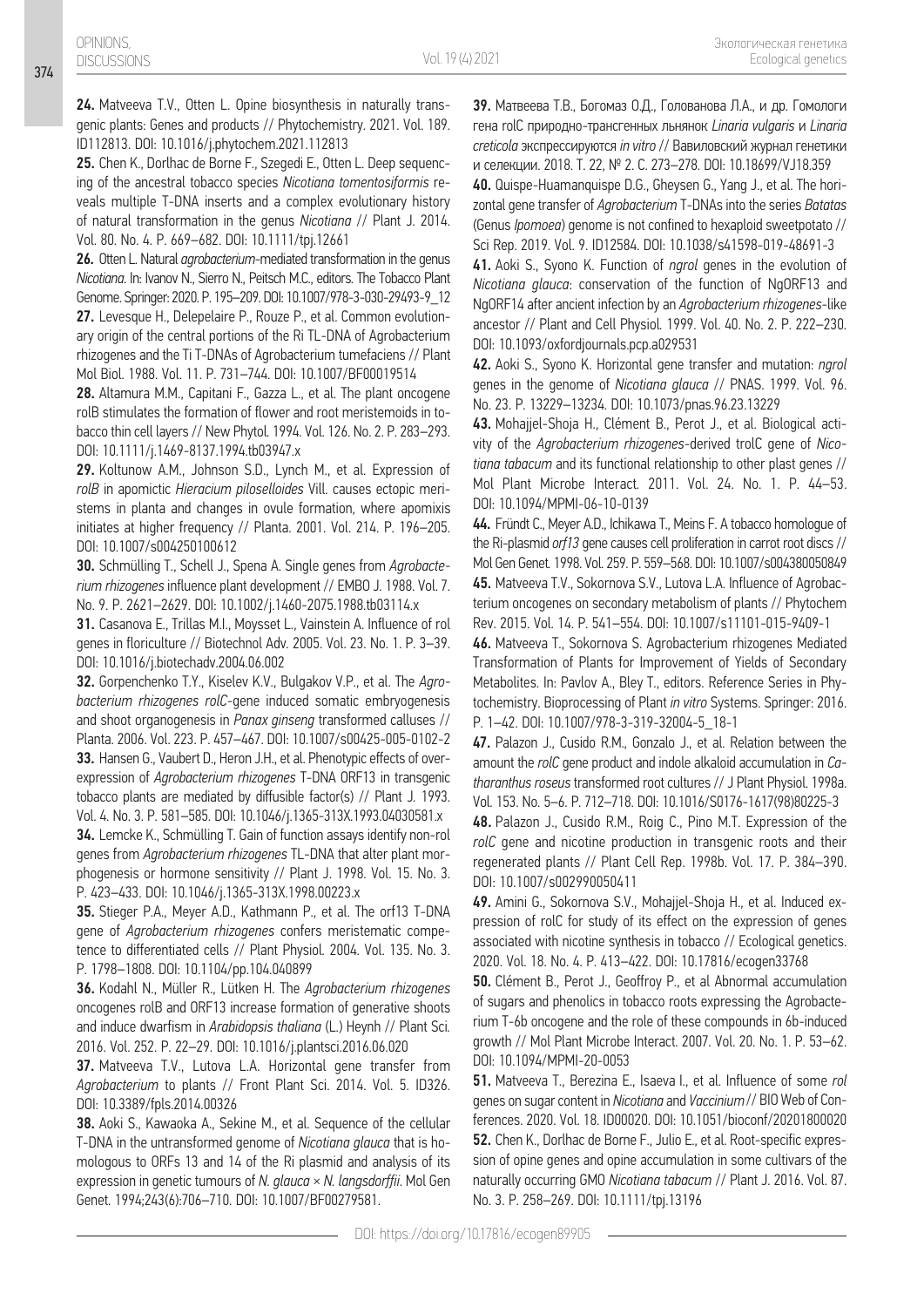24. Matveeva T.V., Otten L. Opine biosynthesis in naturally transgenic plants: Genes and products // Phytochemistry. 2021. Vol. 189. ID112813. DOI: 10.1016/j.phytochem.2021.112813

25. Chen K., Dorlhac de Borne F., Szegedi E., Otten L. Deep sequencing of the ancestral tobacco species *Nicotiana tomentosiformis* reveals multiple T-DNA inserts and a complex evolutionary history of natural transformation in the genus *Nicotiana* // Plant J. 2014. Vol. 80. No. 4. P. 669–682. DOI: 10.1111/tpj.12661

26. Otten L. Natural *agrobacterium*-mediated transformation in the genus *Nicotiana*. In: Ivanov N., Sierro N., Peitsch M.C., editors. The Tobacco Plant Genome. Springer: 2020. P. 195–209. DOI: 10.1007/978-3-030-29493-9_12

27. Levesque H., Delepelaire P., Rouze P., et al. Common evolutionary origin of the central portions of the Ri TL-DNA of Agrobacterium rhizogenes and the Ti T-DNAs of Agrobacterium tumefaciens // Plant Mol Biol. 1988. Vol. 11. P. 731–744. DOI: 10.1007/BF00019514

28. Altamura M.M., Capitani F., Gazza L., et al. The plant oncogene rolB stimulates the formation of flower and root meristemoids in tobacco thin cell layers // New Phytol. 1994. Vol. 126. No. 2. P. 283–293. DOI: 10.1111/j.1469-8137.1994.tb03947.x

29. Koltunow A.M., Johnson S.D., Lynch M., et al. Expression of *rolB* in apomictic *Hieracium piloselloides* Vill. causes ectopic meristems in planta and changes in ovule formation, where apomixis initiates at higher frequency // Planta. 2001. Vol. 214. P. 196–205. DOI: 10.1007/s004250100612

30. Schmülling T., Schell J., Spena A. Single genes from *Agrobacterium rhizogenes* influence plant development // EMBO J. 1988. Vol. 7. No. 9. P. 2621–2629. DOI: 10.1002/j.1460-2075.1988.tb03114.x

31. Casanova E., Trillas M.I., Moysset L., Vainstein A. Influence of rol genes in floriculture // Biotechnol Adv. 2005. Vol. 23. No. 1. P. 3–39. DOI: 10.1016/j.biotechadv.2004.06.002

32. Gorpenchenko T.Y., Kiselev K.V., Bulgakov V.P., et al. The *Agrobacterium rhizogenes rolC*-gene induced somatic embryogenesis and shoot organogenesis in *Panax ginseng* transformed calluses // Planta. 2006. Vol. 223. P. 457–467. DOI: 10.1007/s00425-005-0102-2

33. Hansen G., Vaubert D., Heron J.H., et al. Phenotypic effects of overexpression of *Agrobacterium rhizogenes* T-DNA ORF13 in transgenic tobacco plants are mediated by diffusible factor(s) // Plant J. 1993. Vol. 4. No. 3. P. 581–585. DOI: 10.1046/j.1365-313X.1993.04030581.x

34. Lemcke K., Schmülling T. Gain of function assays identify non-rol genes from *Agrobacterium rhizogenes* TL-DNA that alter plant morphogenesis or hormone sensitivity // Plant J. 1998. Vol. 15. No. 3. P. 423–433. DOI: 10.1046/j.1365-313X.1998.00223.x

35. Stieger P.A., Meyer A.D., Kathmann P., et al. The orf13 T-DNA gene of *Agrobacterium rhizogenes* confers meristematic competence to differentiated cells // Plant Physiol. 2004. Vol. 135. No. 3. P. 1798–1808. DOI: 10.1104/pp.104.040899

36. Kodahl N., Müller R., Lütken H. The *Agrobacterium rhizogenes* oncogenes rolB and ORF13 increase formation of generative shoots and induce dwarfism in *Arabidopsis thaliana* (L.) Heynh // Plant Sci. 2016. Vol. 252. P. 22–29. DOI: 10.1016/j.plantsci.2016.06.020

37. Matveeva T.V., Lutova L.A. Horizontal gene transfer from *Agrobacterium* to plants // Front Plant Sci. 2014. Vol. 5. ID326. DOI: 10.3389/fpls.2014.00326

38. Aoki S., Kawaoka A., Sekine M., et al. Sequence of the cellular T-DNA in the untransformed genome of *Nicotiana glauca* that is homologous to ORFs 13 and 14 of the Ri plasmid and analysis of its expression in genetic tumours of *N. glauca* × *N. langsdorffii*. Mol Gen Genet. 1994;243(6):706–710. DOI: 10.1007/BF00279581.

39. Матвеева Т.В., Богомаз О.Д., Голованова Л.А., и др. Гомологи гена rolC природно-трансгенных льнянок *Linaria vulgaris* и *Linaria creticola* экспрессируются *in vitro* // Вавиловский журнал генетики и селекции. 2018. Т. 22, № 2. С. 273–278. DOI: 10.18699/VJ18.359

40. Quispe-Huamanquispe D.G., Gheysen G., Yang J., et al. The horizontal gene transfer of *Agrobacterium* T-DNAs into the series *Batatas* (Genus *Ipomoea*) genome is not confined to hexaploid sweetpotato // Sci Rep. 2019. Vol. 9. ID12584. DOI: 10.1038/s41598-019-48691-3

41. Aoki S., Syono K. Function of *ngrol* genes in the evolution of *Nicotiana glauca*: conservation of the function of NgORF13 and NgORF14 after ancient infection by an *Agrobacterium rhizogenes*-like ancestor // Plant and Cell Physiol. 1999. Vol. 40. No. 2. P. 222–230. DOI: 10.1093/oxfordjournals.pcp.a029531

42. Aoki S., Syono K. Horizontal gene transfer and mutation: *ngrol* genes in the genome of *Nicotiana glauca* // PNAS. 1999. Vol. 96. No. 23. P. 13229–13234. DOI: 10.1073/pnas.96.23.13229

43. Mohajjel-Shoja H., Clément B., Perot J., et al. Biological activity of the *Agrobacterium rhizogenes*-derived trolC gene of *Nicotiana tabacum* and its functional relationship to other plast genes // Mol Plant Microbe Interact. 2011. Vol. 24. No. 1. P. 44–53. DOI: 10.1094/MPMI-06-10-0139

44. Fründt C., Meyer A.D., Ichikawa T., Meins F. A tobacco homologue of the Ri-plasmid *orf13* gene causes cell proliferation in carrot root discs // Mol Gen Genet. 1998. Vol. 259. P. 559–568. DOI: 10.1007/s004380050849

45. Matveeva T.V., Sokornova S.V., Lutova L.A. Influence of Agrobacterium oncogenes on secondary metabolism of plants // Phytochem Rev. 2015. Vol. 14. P. 541–554. DOI: 10.1007/s11101-015-9409-1

46. Matveeva T., Sokornova S. Agrobacterium rhizogenes Mediated Transformation of Plants for Improvement of Yields of Secondary Metabolites. In: Pavlov A., Bley T., editors. Reference Series in Phytochemistry. Bioprocessing of Plant *in vitro* Systems. Springer: 2016. P. 1–42. DOI: 10.1007/978-3-319-32004-5_18-1

47. Palazon J., Cusido R.M., Gonzalo J., et al. Relation between the amount the *rolC* gene product and indole alkaloid accumulation in *Catharanthus roseus* transformed root cultures // J Plant Physiol. 1998a. Vol. 153. No. 5–6. P. 712–718. DOI: 10.1016/S0176-1617(98)80225-3

48. Palazon J., Cusido R.M., Roig C., Pino M.T. Expression of the *rolC* gene and nicotine production in transgenic roots and their regenerated plants // Plant Cell Rep. 1998b. Vol. 17. P. 384–390. DOI: 10.1007/s002990050411

49. Amini G., Sokornova S.V., Mohajjel-Shoja H., et al. Induced expression of rolC for study of its effect on the expression of genes associated with nicotine synthesis in tobacco // Ecological genetics. 2020. Vol. 18. No. 4. P. 413–422. DOI: 10.17816/ecogen33768

50. Clément B., Perot J., Geoffroy P., et al Abnormal accumulation of sugars and phenolics in tobacco roots expressing the Agrobacterium T-6b oncogene and the role of these compounds in 6b-induced growth // Mol Plant Microbe Interact. 2007. Vol. 20. No. 1. P. 53–62. DOI: 10.1094/MPMI-20-0053

51. Matveeva T., Berezina E., Isaeva I., et al. Influence of some *rol* genes on sugar content in *Nicotiana* and *Vaccinium* // BIO Web of Conferences. 2020. Vol. 18. ID00020. DOI: 10.1051/bioconf/20201800020

52. Chen K., Dorlhac de Borne F., Julio E., et al. Root-specific expression of opine genes and opine accumulation in some cultivars of the naturally occurring GMO *Nicotiana tabacum* // Plant J. 2016. Vol. 87. No. 3. P. 258–269. DOI: 10.1111/tpj.13196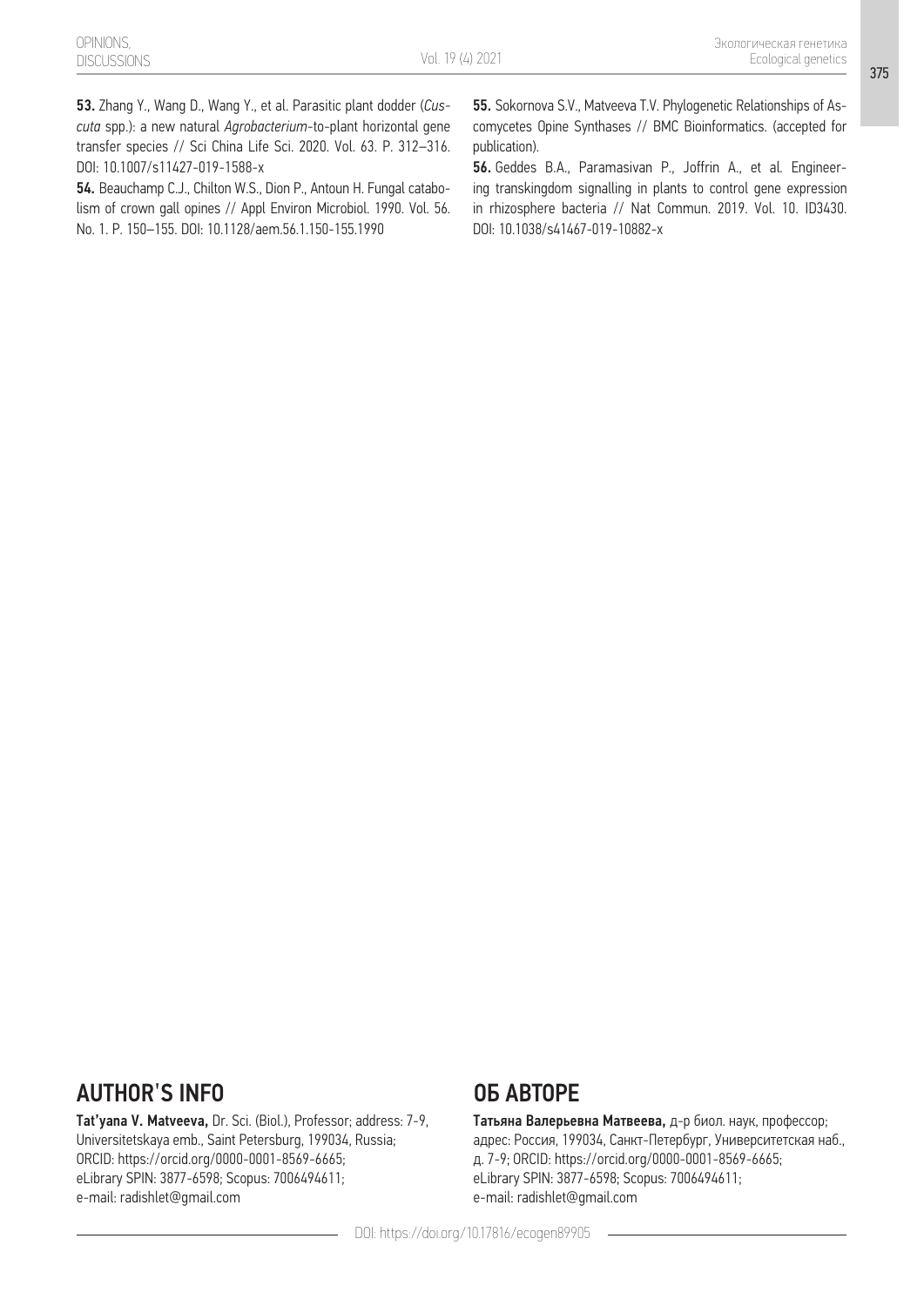**53.** Zhang Y., Wang D., Wang Y., et al. Parasitic plant dodder (*Cuscuta* spp.): a new natural *Agrobacterium*-to-plant horizontal gene transfer species // Sci China Life Sci. 2020. Vol. 63. P. 312–316. DOI: 10.1007/s11427-019-1588-x

**54.** Beauchamp C.J., Chilton W.S., Dion P., Antoun H. Fungal catabolism of crown gall opines // Appl Environ Microbiol. 1990. Vol. 56. No. 1. P. 150–155. DOI: 10.1128/aem.56.1.150-155.1990

**55.** Sokornova S.V., Matveeva T.V. Phylogenetic Relationships of Ascomycetes Opine Synthases // BMC Bioinformatics. (accepted for publication).

**56.** Geddes B.A., Paramasivan P., Joffrin A., et al. Engineering transkingdom signalling in plants to control gene expression in rhizosphere bacteria // Nat Commun. 2019. Vol. 10. ID3430. DOI: 10.1038/s41467-019-10882-x

## AUTHOR'S INFO

**Tat'yana V. Matveeva,** Dr. Sci. (Biol.), Professor; address: 7-9, Universitetskaya emb., Saint Petersburg, 199034, Russia; ORCID: https://orcid.org/0000-0001-8569-6665; eLibrary SPIN: 3877-6598; Scopus: 7006494611; e-mail: radishlet@gmail.com

## ОБ АВТОРЕ

**Татьяна Валерьевна Матвеева,** д-р биол. наук, профессор; адрес: Россия, 199034, Санкт-Петербург, Университетская наб., д. 7-9; ORCID: https://orcid.org/0000-0001-8569-6665; eLibrary SPIN: 3877-6598; Scopus: 7006494611; e-mail: radishlet@gmail.com